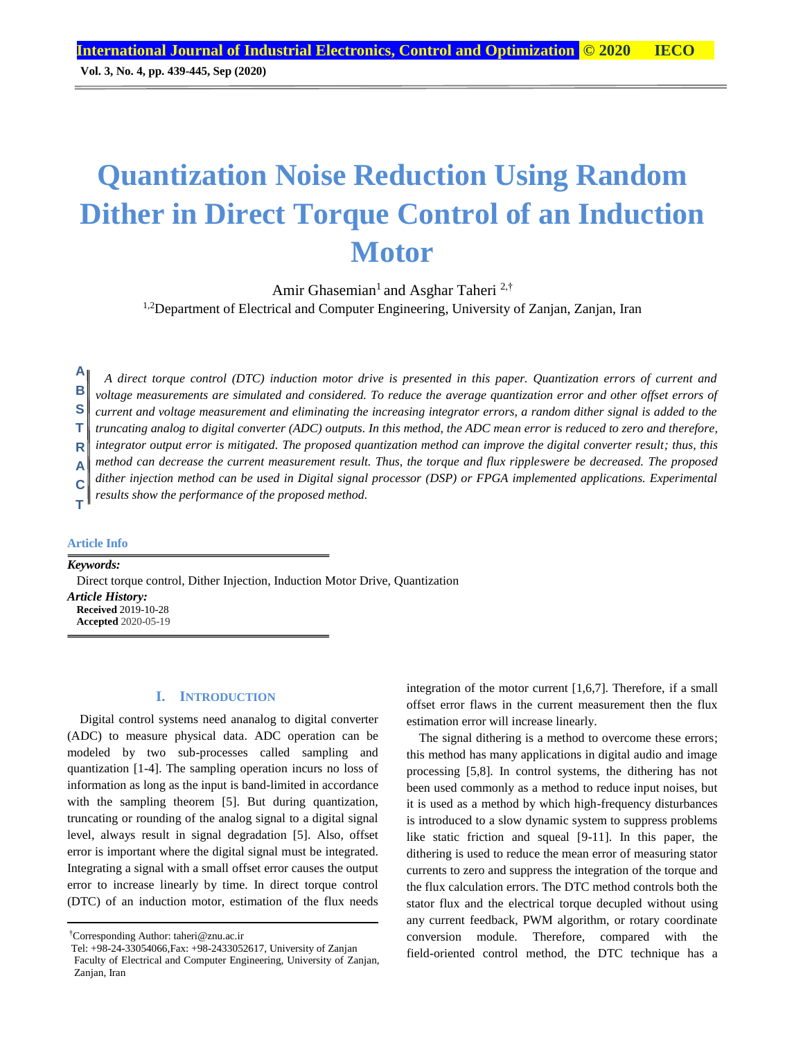# Quantization Noise Reduction Using Random Dither in Direct Torque Control of an Induction Motor

Amir Ghasemian[1] and Asghar Taheri [2,†]

[1,2]Department of Electrical and Computer Engineering, University of Zanjan, Zanjan, Iran

**ABSTRACT**

*A direct torque control (DTC) induction motor drive is presented in this paper. Quantization errors of current and voltage measurements are simulated and considered. To reduce the average quantization error and other offset errors of current and voltage measurement and eliminating the increasing integrator errors, a random dither signal is added to the truncating analog to digital converter (ADC) outputs. In this method, the ADC mean error is reduced to zero and therefore, integrator output error is mitigated. The proposed quantization method can improve the digital converter result; thus, this method can decrease the current measurement result. Thus, the torque and flux rippleswere be decreased. The proposed dither injection method can be used in Digital signal processor (DSP) or FPGA implemented applications. Experimental results show the performance of the proposed method.*

**Article Info**

***Keywords:***

Direct torque control, Dither Injection, Induction Motor Drive, Quantization

***Article History:***

**Received** 2019-10-28

**Accepted** 2020-05-19

## I. Introduction

Digital control systems need ananalog to digital converter (ADC) to measure physical data. ADC operation can be modeled by two sub-processes called sampling and quantization [1-4]. The sampling operation incurs no loss of information as long as the input is band-limited in accordance with the sampling theorem [5]. But during quantization, truncating or rounding of the analog signal to a digital signal level, always result in signal degradation [5]. Also, offset error is important where the digital signal must be integrated. Integrating a signal with a small offset error causes the output error to increase linearly by time. In direct torque control (DTC) of an induction motor, estimation of the flux needs integration of the motor current [1,6,7]. Therefore, if a small offset error flaws in the current measurement then the flux estimation error will increase linearly.

The signal dithering is a method to overcome these errors; this method has many applications in digital audio and image processing [5,8]. In control systems, the dithering has not been used commonly as a method to reduce input noises, but it is used as a method by which high-frequency disturbances is introduced to a slow dynamic system to suppress problems like static friction and squeal [9-11]. In this paper, the dithering is used to reduce the mean error of measuring stator currents to zero and suppress the integration of the torque and the flux calculation errors. The DTC method controls both the stator flux and the electrical torque decupled without using any current feedback, PWM algorithm, or rotary coordinate conversion module. Therefore, compared with the field-oriented control method, the DTC technique has a

---

†Corresponding Author: taheri@znu.ac.ir

Tel: +98-24-33054066,Fax: +98-2433052617, University of Zanjan

Faculty of Electrical and Computer Engineering, University of Zanjan, Zanjan, Iran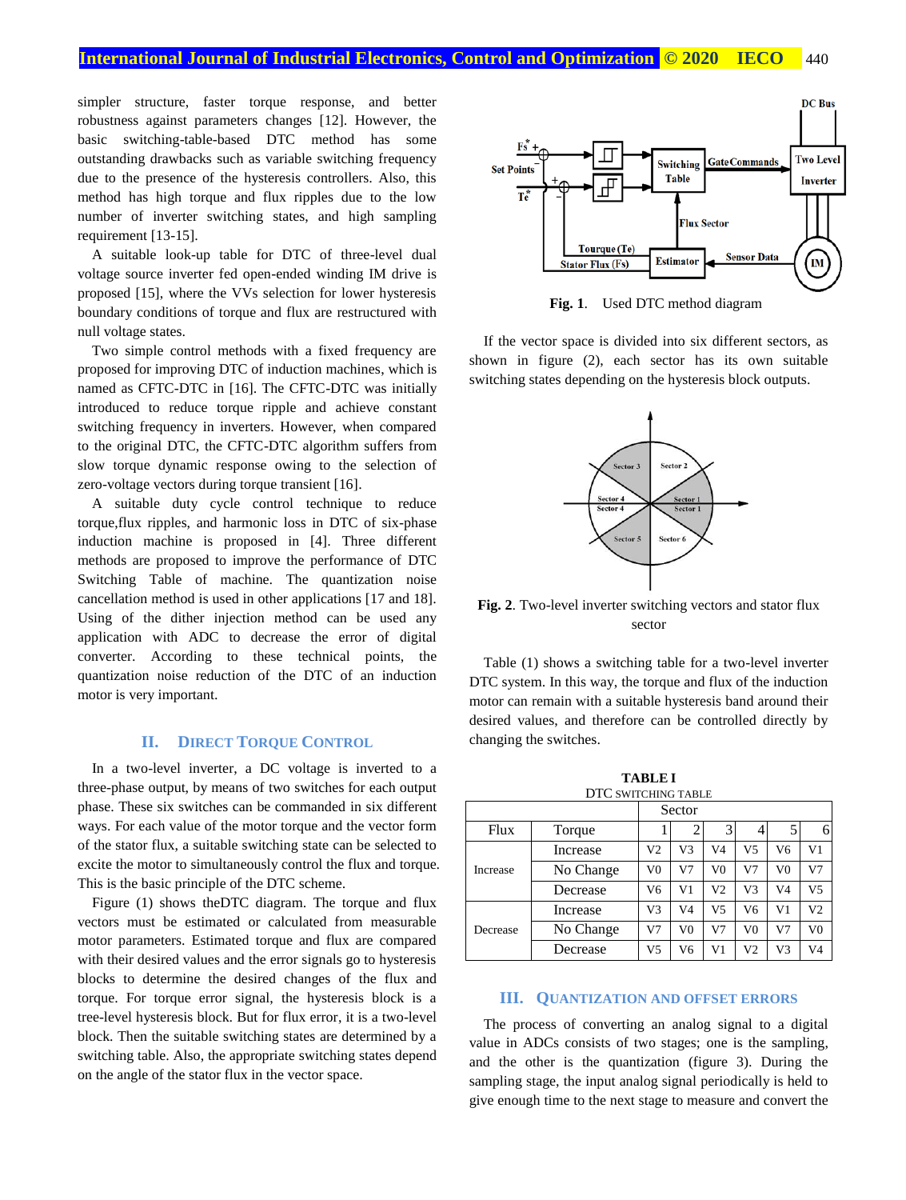simpler structure, faster torque response, and better robustness against parameters changes [12]. However, the basic switching-table-based DTC method has some outstanding drawbacks such as variable switching frequency due to the presence of the hysteresis controllers. Also, this method has high torque and flux ripples due to the low number of inverter switching states, and high sampling requirement [13-15].

A suitable look-up table for DTC of three-level dual voltage source inverter fed open-ended winding IM drive is proposed [15], where the VVs selection for lower hysteresis boundary conditions of torque and flux are restructured with null voltage states.

Two simple control methods with a fixed frequency are proposed for improving DTC of induction machines, which is named as CFTC-DTC in [16]. The CFTC-DTC was initially introduced to reduce torque ripple and achieve constant switching frequency in inverters. However, when compared to the original DTC, the CFTC-DTC algorithm suffers from slow torque dynamic response owing to the selection of zero-voltage vectors during torque transient [16].

A suitable duty cycle control technique to reduce torque,flux ripples, and harmonic loss in DTC of six-phase induction machine is proposed in [4]. Three different methods are proposed to improve the performance of DTC Switching Table of machine. The quantization noise cancellation method is used in other applications [17 and 18]. Using of the dither injection method can be used any application with ADC to decrease the error of digital converter. According to these technical points, the quantization noise reduction of the DTC of an induction motor is very important.

## II. Direct Torque Control

In a two-level inverter, a DC voltage is inverted to a three-phase output, by means of two switches for each output phase. These six switches can be commanded in six different ways. For each value of the motor torque and the vector form of the stator flux, a suitable switching state can be selected to excite the motor to simultaneously control the flux and torque. This is the basic principle of the DTC scheme.

Figure (1) shows theDTC diagram. The torque and flux vectors must be estimated or calculated from measurable motor parameters. Estimated torque and flux are compared with their desired values and the error signals go to hysteresis blocks to determine the desired changes of the flux and torque. For torque error signal, the hysteresis block is a tree-level hysteresis block. But for flux error, it is a two-level block. Then the suitable switching states are determined by a switching table. Also, the appropriate switching states depend on the angle of the stator flux in the vector space.

**Fig. 1**. Used DTC method diagram

If the vector space is divided into six different sectors, as shown in figure (2), each sector has its own suitable switching states depending on the hysteresis block outputs.

**Fig. 2**. Two-level inverter switching vectors and stator flux sector

Table (1) shows a switching table for a two-level inverter DTC system. In this way, the torque and flux of the induction motor can remain with a suitable hysteresis band around their desired values, and therefore can be controlled directly by changing the switches.

**TABLE I**
DTC SWITCHING TABLE

| | | Sector | | | | | |
|---|---|---|---|---|---|---|---|
| Flux | Torque | 1 | 2 | 3 | 4 | 5 | 6 |
| Increase | Increase | V2 | V3 | V4 | V5 | V6 | V1 |
| | No Change | V0 | V7 | V0 | V7 | V0 | V7 |
| | Decrease | V6 | V1 | V2 | V3 | V4 | V5 |
| Decrease | Increase | V3 | V4 | V5 | V6 | V1 | V2 |
| | No Change | V7 | V0 | V7 | V0 | V7 | V0 |
| | Decrease | V5 | V6 | V1 | V2 | V3 | V4 |

## III. Quantization and Offset Errors

The process of converting an analog signal to a digital value in ADCs consists of two stages; one is the sampling, and the other is the quantization (figure 3). During the sampling stage, the input analog signal periodically is held to give enough time to the next stage to measure and convert the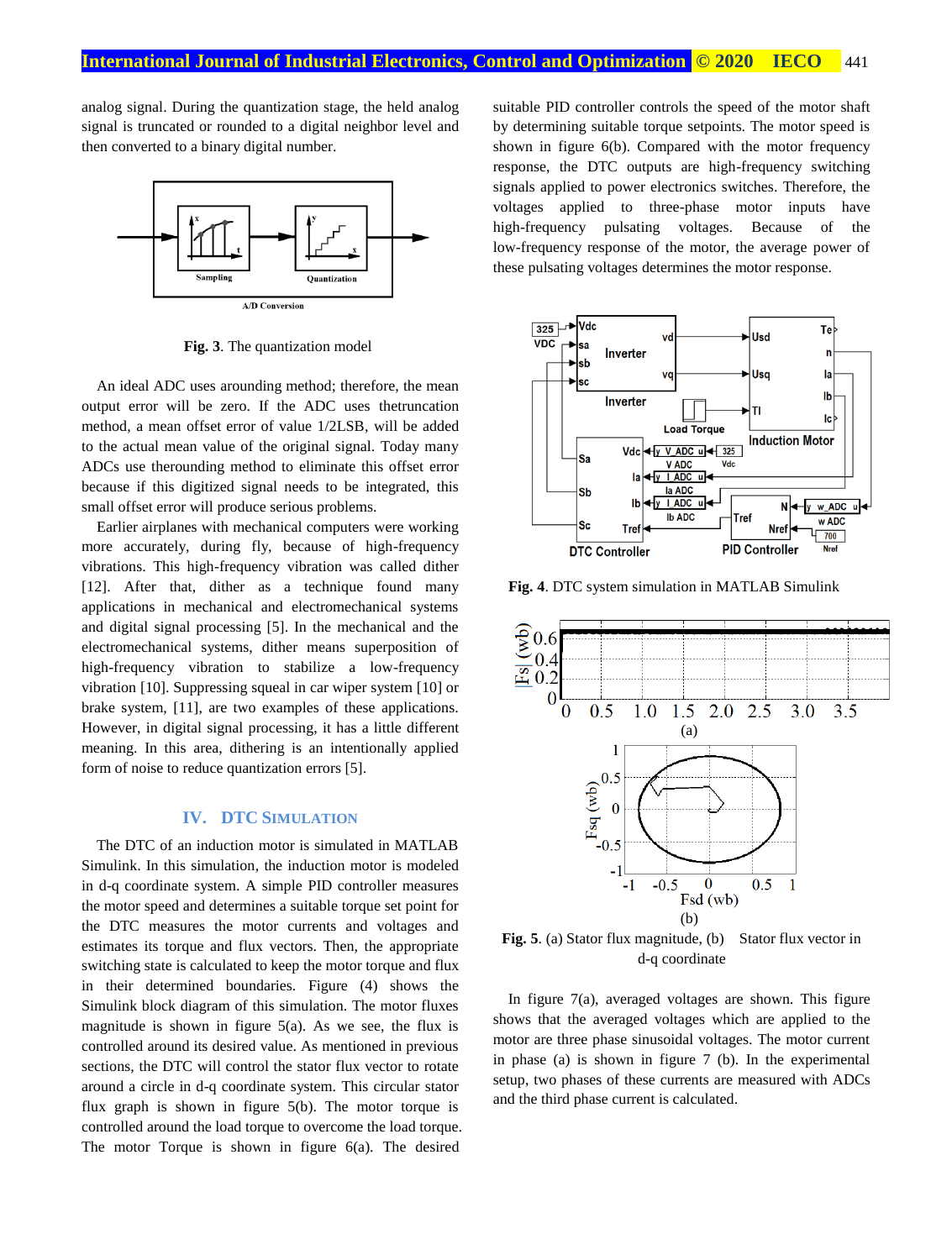analog signal. During the quantization stage, the held analog signal is truncated or rounded to a digital neighbor level and then converted to a binary digital number.

**Fig. 3**. The quantization model

An ideal ADC uses arounding method; therefore, the mean output error will be zero. If the ADC uses thetruncation method, a mean offset error of value 1/2LSB, will be added to the actual mean value of the original signal. Today many ADCs use therounding method to eliminate this offset error because if this digitized signal needs to be integrated, this small offset error will produce serious problems.

Earlier airplanes with mechanical computers were working more accurately, during fly, because of high-frequency vibrations. This high-frequency vibration was called dither [12]. After that, dither as a technique found many applications in mechanical and electromechanical systems and digital signal processing [5]. In the mechanical and the electromechanical systems, dither means superposition of high-frequency vibration to stabilize a low-frequency vibration [10]. Suppressing squeal in car wiper system [10] or brake system, [11], are two examples of these applications. However, in digital signal processing, it has a little different meaning. In this area, dithering is an intentionally applied form of noise to reduce quantization errors [5].

## IV. DTC Simulation

The DTC of an induction motor is simulated in MATLAB Simulink. In this simulation, the induction motor is modeled in d-q coordinate system. A simple PID controller measures the motor speed and determines a suitable torque set point for the DTC measures the motor currents and voltages and estimates its torque and flux vectors. Then, the appropriate switching state is calculated to keep the motor torque and flux in their determined boundaries. Figure (4) shows the Simulink block diagram of this simulation. The motor fluxes magnitude is shown in figure 5(a). As we see, the flux is controlled around its desired value. As mentioned in previous sections, the DTC will control the stator flux vector to rotate around a circle in d-q coordinate system. This circular stator flux graph is shown in figure 5(b). The motor torque is controlled around the load torque to overcome the load torque. The motor Torque is shown in figure 6(a). The desired suitable PID controller controls the speed of the motor shaft by determining suitable torque setpoints. The motor speed is shown in figure 6(b). Compared with the motor frequency response, the DTC outputs are high-frequency switching signals applied to power electronics switches. Therefore, the voltages applied to three-phase motor inputs have high-frequency pulsating voltages. Because of the low-frequency response of the motor, the average power of these pulsating voltages determines the motor response.

**Fig. 4**. DTC system simulation in MATLAB Simulink

**Fig. 5**. (a) Stator flux magnitude, (b) Stator flux vector in d-q coordinate

In figure 7(a), averaged voltages are shown. This figure shows that the averaged voltages which are applied to the motor are three phase sinusoidal voltages. The motor current in phase (a) is shown in figure 7 (b). In the experimental setup, two phases of these currents are measured with ADCs and the third phase current is calculated.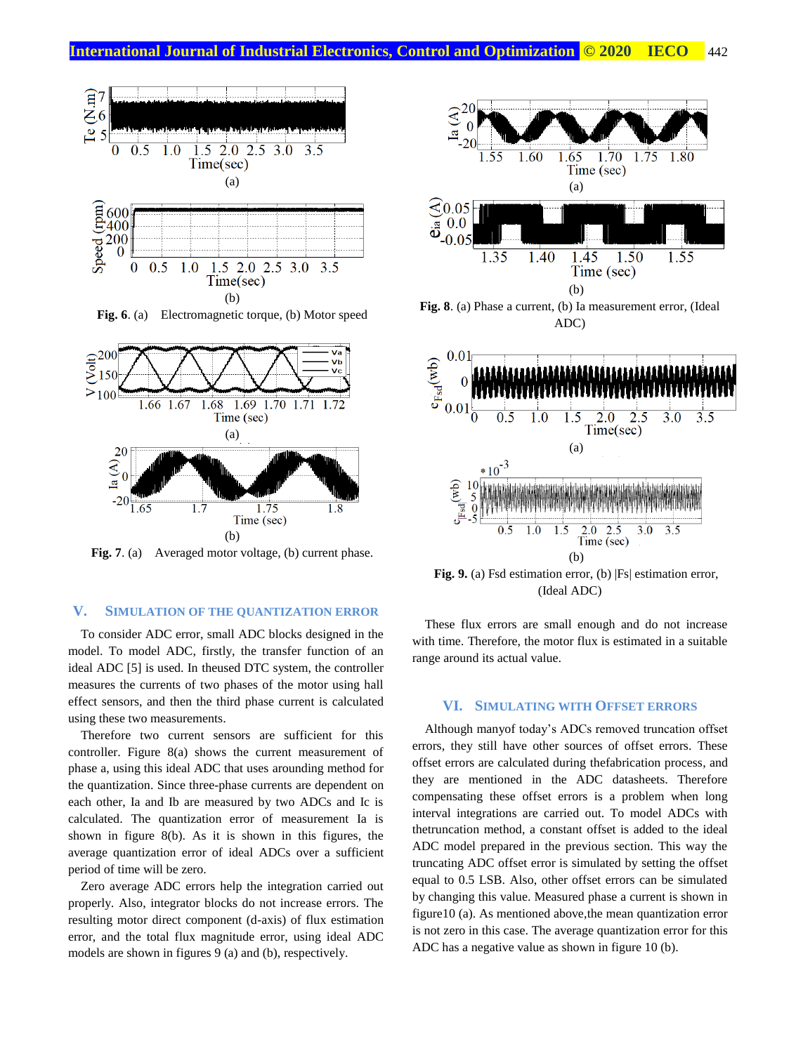Fig. 6. (a) Electromagnetic torque, (b) Motor speed

Fig. 7. (a) Averaged motor voltage, (b) current phase.

## V. SIMULATION OF THE QUANTIZATION ERROR

To consider ADC error, small ADC blocks designed in the model. To model ADC, firstly, the transfer function of an ideal ADC [5] is used. In theused DTC system, the controller measures the currents of two phases of the motor using hall effect sensors, and then the third phase current is calculated using these two measurements.

Therefore two current sensors are sufficient for this controller. Figure 8(a) shows the current measurement of phase a, using this ideal ADC that uses arounding method for the quantization. Since three-phase currents are dependent on each other, Ia and Ib are measured by two ADCs and Ic is calculated. The quantization error of measurement Ia is shown in figure 8(b). As it is shown in this figures, the average quantization error of ideal ADCs over a sufficient period of time will be zero.

Zero average ADC errors help the integration carried out properly. Also, integrator blocks do not increase errors. The resulting motor direct component (d-axis) of flux estimation error, and the total flux magnitude error, using ideal ADC models are shown in figures 9 (a) and (b), respectively.

Fig. 8. (a) Phase a current, (b) Ia measurement error, (Ideal ADC)

Fig. 9. (a) Fsd estimation error, (b) |Fs| estimation error, (Ideal ADC)

These flux errors are small enough and do not increase with time. Therefore, the motor flux is estimated in a suitable range around its actual value.

## VI. SIMULATING WITH OFFSET ERRORS

Although manyof today's ADCs removed truncation offset errors, they still have other sources of offset errors. These offset errors are calculated during thefabrication process, and they are mentioned in the ADC datasheets. Therefore compensating these offset errors is a problem when long interval integrations are carried out. To model ADCs with thetruncation method, a constant offset is added to the ideal ADC model prepared in the previous section. This way the truncating ADC offset error is simulated by setting the offset equal to 0.5 LSB. Also, other offset errors can be simulated by changing this value. Measured phase a current is shown in figure10 (a). As mentioned above,the mean quantization error is not zero in this case. The average quantization error for this ADC has a negative value as shown in figure 10 (b).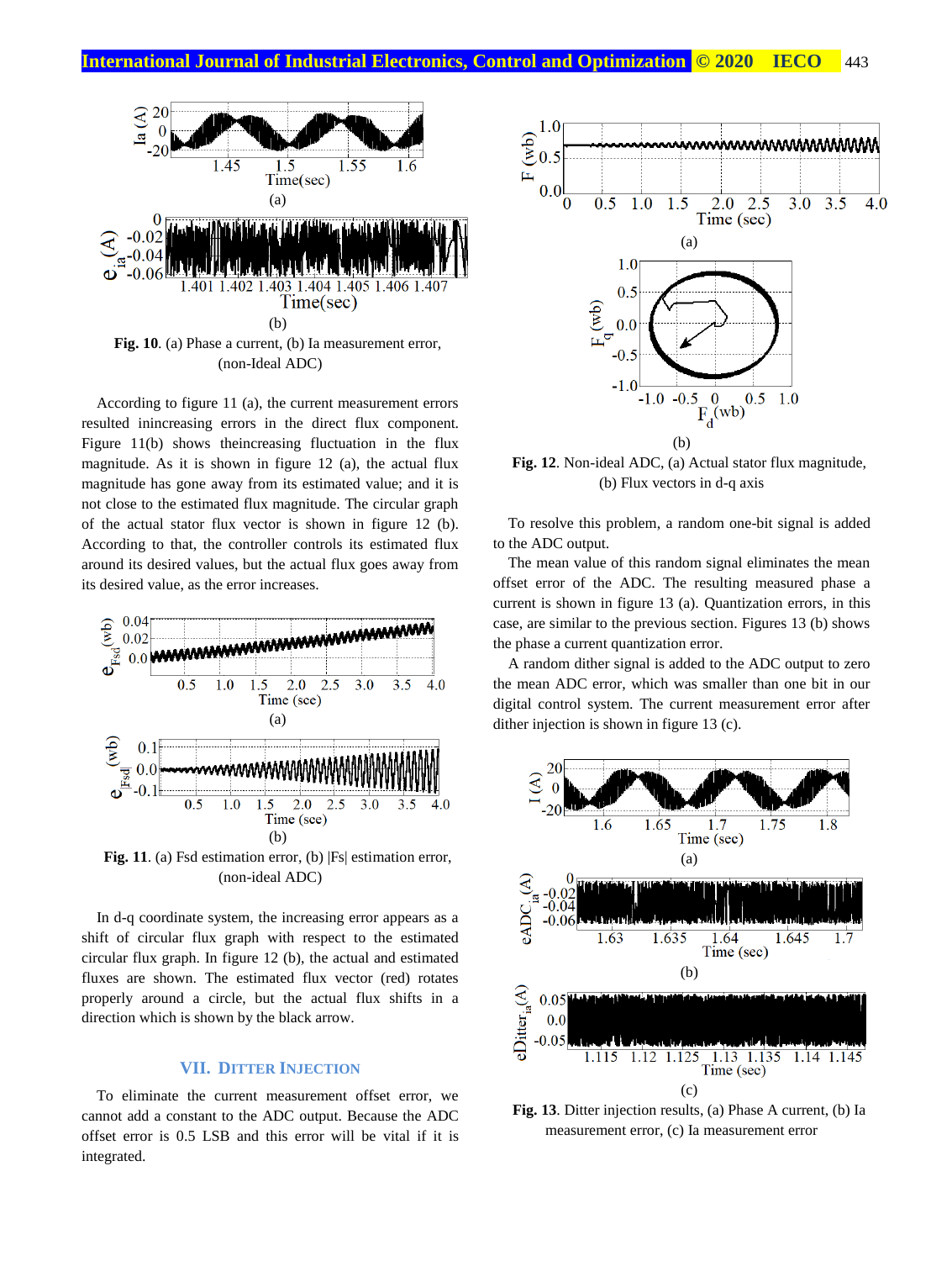Fig. 10. (a) Phase a current, (b) Ia measurement error, (non-Ideal ADC)

According to figure 11 (a), the current measurement errors resulted inincreasing errors in the direct flux component. Figure 11(b) shows theincreasing fluctuation in the flux magnitude. As it is shown in figure 12 (a), the actual flux magnitude has gone away from its estimated value; and it is not close to the estimated flux magnitude. The circular graph of the actual stator flux vector is shown in figure 12 (b). According to that, the controller controls its estimated flux around its desired values, but the actual flux goes away from its desired value, as the error increases.

Fig. 11. (a) Fsd estimation error, (b) |Fs| estimation error, (non-ideal ADC)

In d-q coordinate system, the increasing error appears as a shift of circular flux graph with respect to the estimated circular flux graph. In figure 12 (b), the actual and estimated fluxes are shown. The estimated flux vector (red) rotates properly around a circle, but the actual flux shifts in a direction which is shown by the black arrow.

## VII. Ditter Injection

To eliminate the current measurement offset error, we cannot add a constant to the ADC output. Because the ADC offset error is 0.5 LSB and this error will be vital if it is integrated.

Fig. 12. Non-ideal ADC, (a) Actual stator flux magnitude, (b) Flux vectors in d-q axis

To resolve this problem, a random one-bit signal is added to the ADC output.

The mean value of this random signal eliminates the mean offset error of the ADC. The resulting measured phase a current is shown in figure 13 (a). Quantization errors, in this case, are similar to the previous section. Figures 13 (b) shows the phase a current quantization error.

A random dither signal is added to the ADC output to zero the mean ADC error, which was smaller than one bit in our digital control system. The current measurement error after dither injection is shown in figure 13 (c).

Fig. 13. Ditter injection results, (a) Phase A current, (b) Ia measurement error, (c) Ia measurement error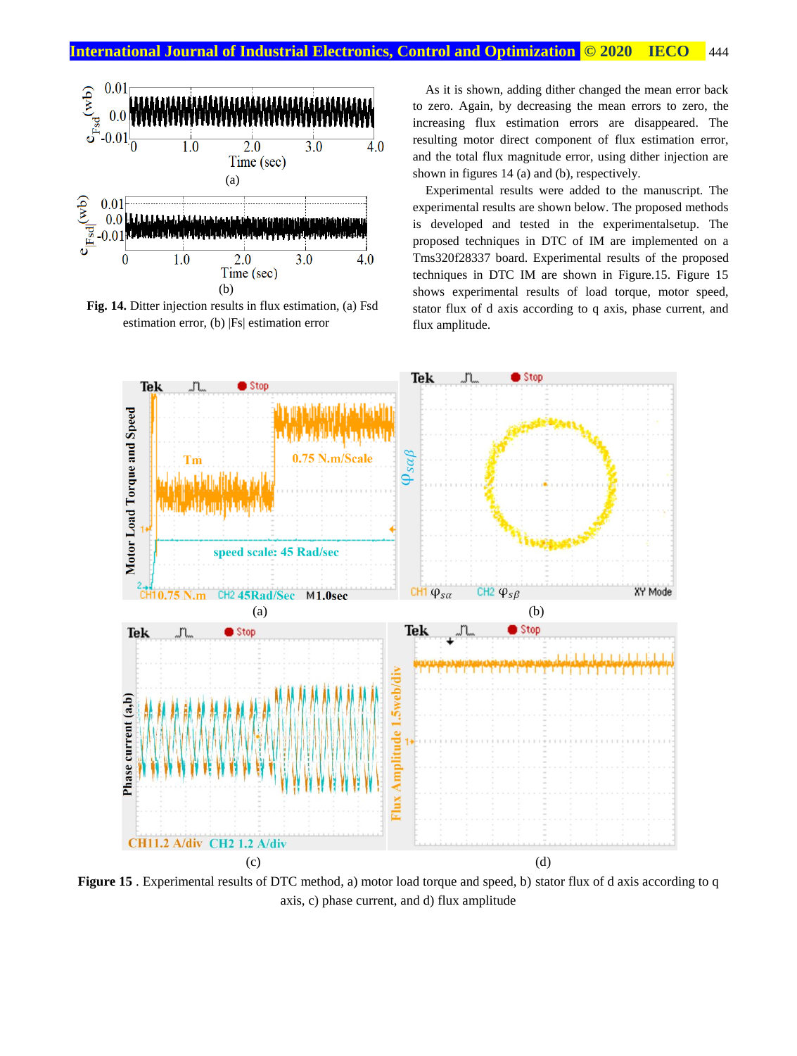**Fig. 14.** Ditter injection results in flux estimation, (a) Fsd estimation error, (b) |Fs| estimation error

As it is shown, adding dither changed the mean error back to zero. Again, by decreasing the mean errors to zero, the increasing flux estimation errors are disappeared. The resulting motor direct component of flux estimation error, and the total flux magnitude error, using dither injection are shown in figures 14 (a) and (b), respectively.

Experimental results were added to the manuscript. The experimental results are shown below. The proposed methods is developed and tested in the experimentalsetup. The proposed techniques in DTC of IM are implemented on a Tms320f28337 board. Experimental results of the proposed techniques in DTC IM are shown in Figure.15. Figure 15 shows experimental results of load torque, motor speed, stator flux of d axis according to q axis, phase current, and flux amplitude.

**Figure 15** . Experimental results of DTC method, a) motor load torque and speed, b) stator flux of d axis according to q axis, c) phase current, and d) flux amplitude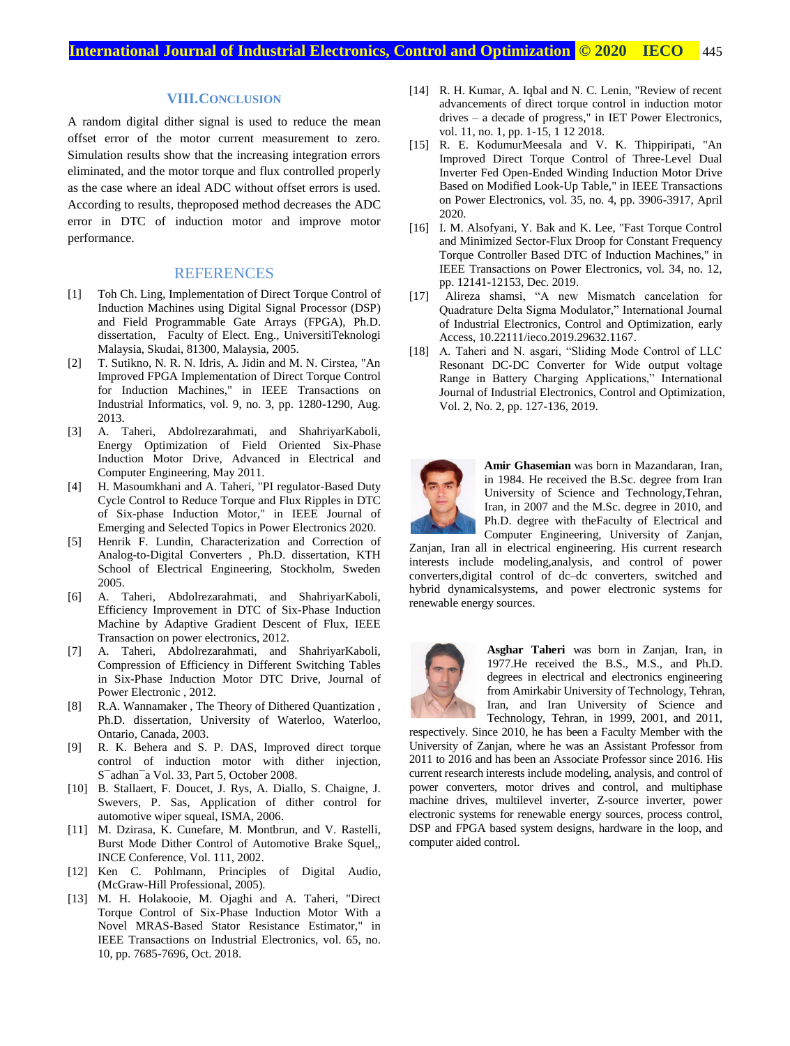## VIII. Conclusion

A random digital dither signal is used to reduce the mean offset error of the motor current measurement to zero. Simulation results show that the increasing integration errors eliminated, and the motor torque and flux controlled properly as the case where an ideal ADC without offset errors is used. According to results, theproposed method decreases the ADC error in DTC of induction motor and improve motor performance.

## References

[1] Toh Ch. Ling, Implementation of Direct Torque Control of Induction Machines using Digital Signal Processor (DSP) and Field Programmable Gate Arrays (FPGA), Ph.D. dissertation, Faculty of Elect. Eng., UniversitiTeknologi Malaysia, Skudai, 81300, Malaysia, 2005.

[2] T. Sutikno, N. R. N. Idris, A. Jidin and M. N. Cirstea, "An Improved FPGA Implementation of Direct Torque Control for Induction Machines," in IEEE Transactions on Industrial Informatics, vol. 9, no. 3, pp. 1280-1290, Aug. 2013.

[3] A. Taheri, Abdolrezarahmati, and ShahriyarKaboli, Energy Optimization of Field Oriented Six-Phase Induction Motor Drive, Advanced in Electrical and Computer Engineering, May 2011.

[4] H. Masoumkhani and A. Taheri, "PI regulator-Based Duty Cycle Control to Reduce Torque and Flux Ripples in DTC of Six-phase Induction Motor," in IEEE Journal of Emerging and Selected Topics in Power Electronics 2020.

[5] Henrik F. Lundin, Characterization and Correction of Analog-to-Digital Converters , Ph.D. dissertation, KTH School of Electrical Engineering, Stockholm, Sweden 2005.

[6] A. Taheri, Abdolrezarahmati, and ShahriyarKaboli, Efficiency Improvement in DTC of Six-Phase Induction Machine by Adaptive Gradient Descent of Flux, IEEE Transaction on power electronics, 2012.

[7] A. Taheri, Abdolrezarahmati, and ShahriyarKaboli, Compression of Efficiency in Different Switching Tables in Six-Phase Induction Motor DTC Drive, Journal of Power Electronic , 2012.

[8] R.A. Wannamaker , The Theory of Dithered Quantization , Ph.D. dissertation, University of Waterloo, Waterloo, Ontario, Canada, 2003.

[9] R. K. Behera and S. P. DAS, Improved direct torque control of induction motor with dither injection, S¯adhan¯a Vol. 33, Part 5, October 2008.

[10] B. Stallaert, F. Doucet, J. Rys, A. Diallo, S. Chaigne, J. Swevers, P. Sas, Application of dither control for automotive wiper squeal, ISMA, 2006.

[11] M. Dzirasa, K. Cunefare, M. Montbrun, and V. Rastelli, Burst Mode Dither Control of Automotive Brake Squel,, INCE Conference, Vol. 111, 2002.

[12] Ken C. Pohlmann, Principles of Digital Audio, (McGraw-Hill Professional, 2005).

[13] M. H. Holakooie, M. Ojaghi and A. Taheri, "Direct Torque Control of Six-Phase Induction Motor With a Novel MRAS-Based Stator Resistance Estimator," in IEEE Transactions on Industrial Electronics, vol. 65, no. 10, pp. 7685-7696, Oct. 2018.

[14] R. H. Kumar, A. Iqbal and N. C. Lenin, "Review of recent advancements of direct torque control in induction motor drives – a decade of progress," in IET Power Electronics, vol. 11, no. 1, pp. 1-15, 1 12 2018.

[15] R. E. KodumurMeesala and V. K. Thippiripati, "An Improved Direct Torque Control of Three-Level Dual Inverter Fed Open-Ended Winding Induction Motor Drive Based on Modified Look-Up Table," in IEEE Transactions on Power Electronics, vol. 35, no. 4, pp. 3906-3917, April 2020.

[16] I. M. Alsofyani, Y. Bak and K. Lee, "Fast Torque Control and Minimized Sector-Flux Droop for Constant Frequency Torque Controller Based DTC of Induction Machines," in IEEE Transactions on Power Electronics, vol. 34, no. 12, pp. 12141-12153, Dec. 2019.

[17] Alireza shamsi, "A new Mismatch cancelation for Quadrature Delta Sigma Modulator," International Journal of Industrial Electronics, Control and Optimization, early Access, 10.22111/ieco.2019.29632.1167.

[18] A. Taheri and N. asgari, "Sliding Mode Control of LLC Resonant DC-DC Converter for Wide output voltage Range in Battery Charging Applications," International Journal of Industrial Electronics, Control and Optimization, Vol. 2, No. 2, pp. 127-136, 2019.

**Amir Ghasemian** was born in Mazandaran, Iran, in 1984. He received the B.Sc. degree from Iran University of Science and Technology,Tehran, Iran, in 2007 and the M.Sc. degree in 2010, and Ph.D. degree with theFaculty of Electrical and Computer Engineering, University of Zanjan, Zanjan, Iran all in electrical engineering. His current research interests include modeling,analysis, and control of power converters,digital control of dc–dc converters, switched and hybrid dynamicalsystems, and power electronic systems for renewable energy sources.

**Asghar Taheri** was born in Zanjan, Iran, in 1977.He received the B.S., M.S., and Ph.D. degrees in electrical and electronics engineering from Amirkabir University of Technology, Tehran, Iran, and Iran University of Science and Technology, Tehran, in 1999, 2001, and 2011, respectively. Since 2010, he has been a Faculty Member with the University of Zanjan, where he was an Assistant Professor from 2011 to 2016 and has been an Associate Professor since 2016. His current research interests include modeling, analysis, and control of power converters, motor drives and control, and multiphase machine drives, multilevel inverter, Z-source inverter, power electronic systems for renewable energy sources, process control, DSP and FPGA based system designs, hardware in the loop, and computer aided control.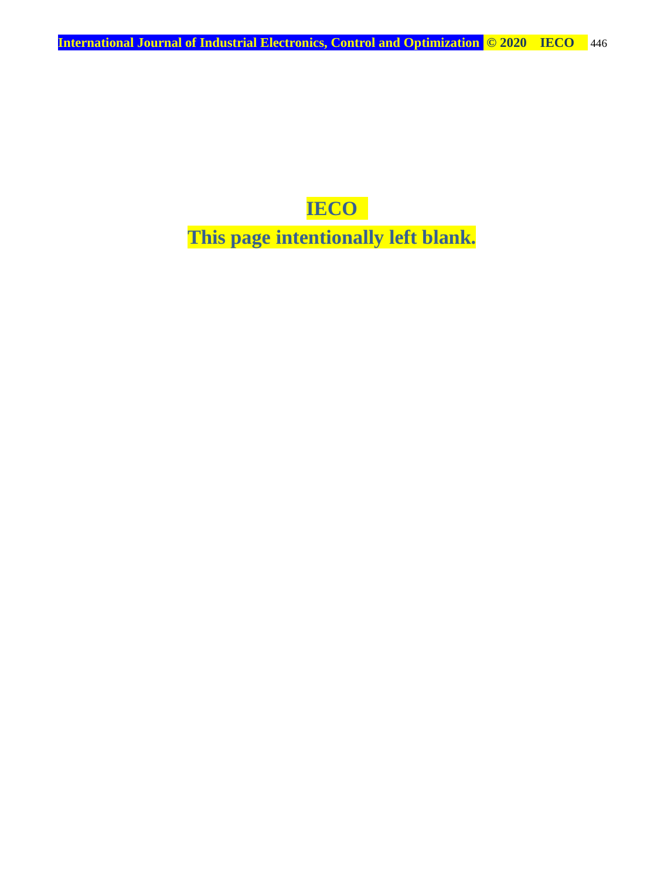**IECO**

**This page intentionally left blank.**